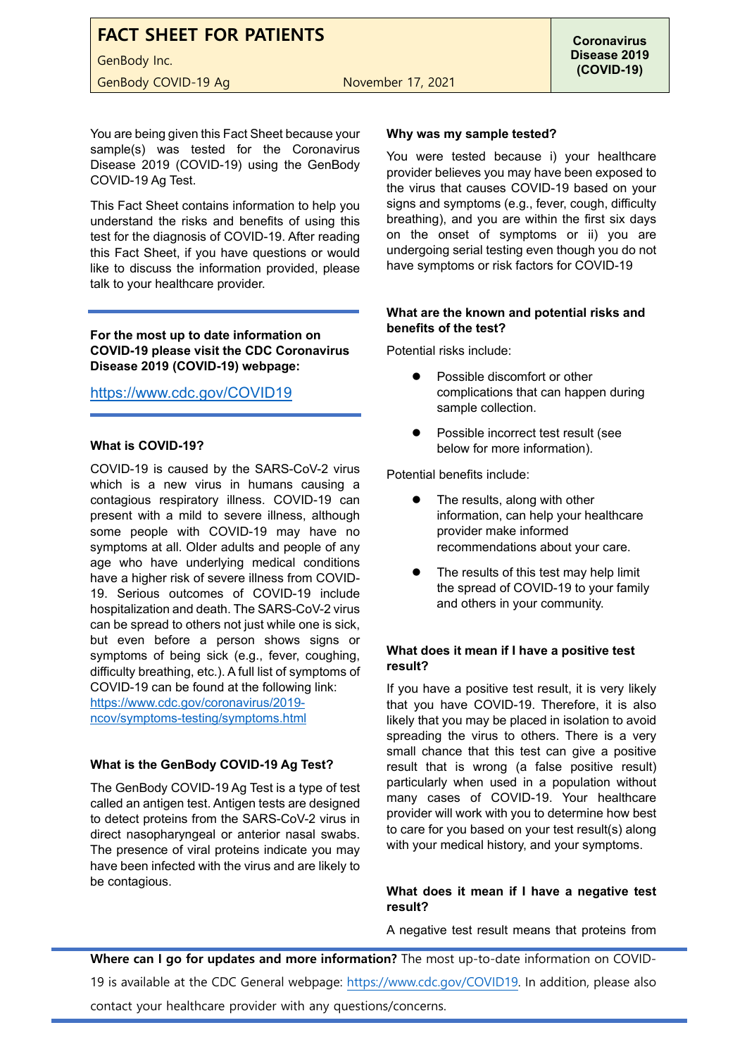# FACT SHEET FOR PATIENTS

GenBody Inc.

GenBody COVID-19 Ag — November 17, 2021

**Coronavirus Disease 2019 (COVID-19)**

You are being given this Fact Sheet because your sample(s) was tested for the Coronavirus Disease 2019 (COVID-19) using the GenBody COVID-19 Ag Test.

This Fact Sheet contains information to help you understand the risks and benefits of using this test for the diagnosis of COVID-19. After reading this Fact Sheet, if you have questions or would like to discuss the information provided, please talk to your healthcare provider.

**For the most up to date information on COVID-19 please visit the CDC Coronavirus Disease 2019 (COVID-19) webpage:**

https://www.cdc.gov/COVID19

### What is COVID-19?

COVID-19 is caused by the SARS-CoV-2 virus which is a new virus in humans causing a contagious respiratory illness. COVID-19 can present with a mild to severe illness, although some people with COVID-19 may have no symptoms at all. Older adults and people of any age who have underlying medical conditions have a higher risk of severe illness from COVID-19. Serious outcomes of COVID-19 include hospitalization and death. The SARS-CoV-2 virus can be spread to others not just while one is sick, but even before a person shows signs or symptoms of being sick (e.g., fever, coughing, difficulty breathing, etc.). A full list of symptoms of COVID-19 can be found at the following link: https://www.cdc.gov/coronavirus/2019-ncov/symptoms-testing/symptoms.html

### What is the GenBody COVID-19 Ag Test?

The GenBody COVID-19 Ag Test is a type of test called an antigen test. Antigen tests are designed to detect proteins from the SARS-CoV-2 virus in direct nasopharyngeal or anterior nasal swabs. The presence of viral proteins indicate you may have been infected with the virus and are likely to be contagious.

### Why was my sample tested?

You were tested because i) your healthcare provider believes you may have been exposed to the virus that causes COVID-19 based on your signs and symptoms (e.g., fever, cough, difficulty breathing), and you are within the first six days on the onset of symptoms or ii) you are undergoing serial testing even though you do not have symptoms or risk factors for COVID-19

### What are the known and potential risks and benefits of the test?

Potential risks include:

- Possible discomfort or other complications that can happen during sample collection.
- Possible incorrect test result (see below for more information).

Potential benefits include:

- The results, along with other information, can help your healthcare provider make informed recommendations about your care.
- The results of this test may help limit the spread of COVID-19 to your family and others in your community.

### What does it mean if I have a positive test result?

If you have a positive test result, it is very likely that you have COVID-19. Therefore, it is also likely that you may be placed in isolation to avoid spreading the virus to others. There is a very small chance that this test can give a positive result that is wrong (a false positive result) particularly when used in a population without many cases of COVID-19. Your healthcare provider will work with you to determine how best to care for you based on your test result(s) along with your medical history, and your symptoms.

### What does it mean if I have a negative test result?

A negative test result means that proteins from

**Where can I go for updates and more information?** The most up-to-date information on COVID-19 is available at the CDC General webpage: https://www.cdc.gov/COVID19. In addition, please also contact your healthcare provider with any questions/concerns.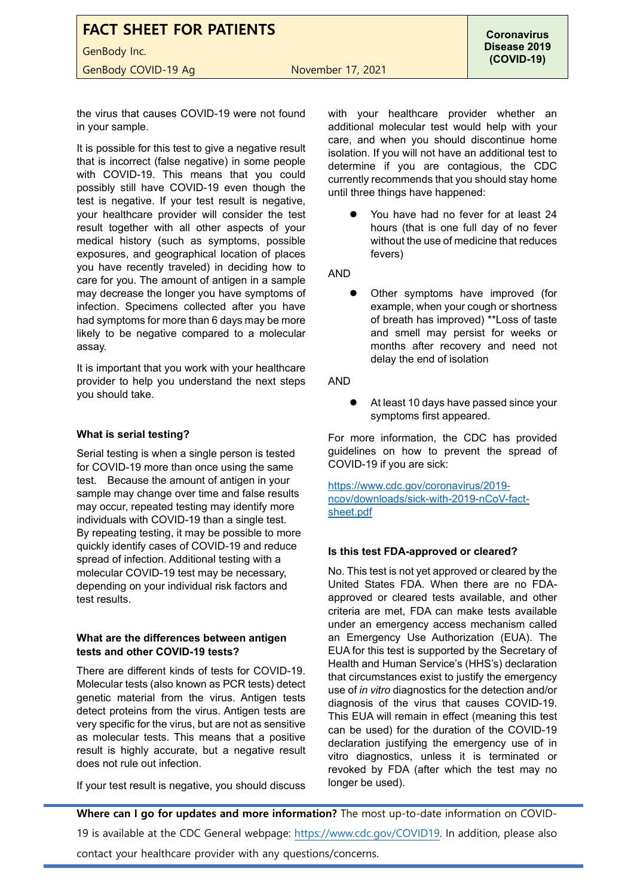the virus that causes COVID-19 were not found in your sample.

It is possible for this test to give a negative result that is incorrect (false negative) in some people with COVID-19. This means that you could possibly still have COVID-19 even though the test is negative. If your test result is negative, your healthcare provider will consider the test result together with all other aspects of your medical history (such as symptoms, possible exposures, and geographical location of places you have recently traveled) in deciding how to care for you. The amount of antigen in a sample may decrease the longer you have symptoms of infection. Specimens collected after you have had symptoms for more than 6 days may be more likely to be negative compared to a molecular assay.

It is important that you work with your healthcare provider to help you understand the next steps you should take.

**What is serial testing?**

Serial testing is when a single person is tested for COVID-19 more than once using the same test. Because the amount of antigen in your sample may change over time and false results may occur, repeated testing may identify more individuals with COVID-19 than a single test. By repeating testing, it may be possible to more quickly identify cases of COVID-19 and reduce spread of infection. Additional testing with a molecular COVID-19 test may be necessary, depending on your individual risk factors and test results.

**What are the differences between antigen tests and other COVID-19 tests?**

There are different kinds of tests for COVID-19. Molecular tests (also known as PCR tests) detect genetic material from the virus. Antigen tests detect proteins from the virus. Antigen tests are very specific for the virus, but are not as sensitive as molecular tests. This means that a positive result is highly accurate, but a negative result does not rule out infection.

If your test result is negative, you should discuss with your healthcare provider whether an additional molecular test would help with your care, and when you should discontinue home isolation. If you will not have an additional test to determine if you are contagious, the CDC currently recommends that you should stay home until three things have happened:

- You have had no fever for at least 24 hours (that is one full day of no fever without the use of medicine that reduces fevers)

AND

- Other symptoms have improved (for example, when your cough or shortness of breath has improved) **Loss of taste and smell may persist for weeks or months after recovery and need not delay the end of isolation

AND

- At least 10 days have passed since your symptoms first appeared.

For more information, the CDC has provided guidelines on how to prevent the spread of COVID-19 if you are sick:

https://www.cdc.gov/coronavirus/2019-ncov/downloads/sick-with-2019-nCoV-fact-sheet.pdf

**Is this test FDA-approved or cleared?**

No. This test is not yet approved or cleared by the United States FDA. When there are no FDA-approved or cleared tests available, and other criteria are met, FDA can make tests available under an emergency access mechanism called an Emergency Use Authorization (EUA). The EUA for this test is supported by the Secretary of Health and Human Service's (HHS's) declaration that circumstances exist to justify the emergency use of *in vitro* diagnostics for the detection and/or diagnosis of the virus that causes COVID-19. This EUA will remain in effect (meaning this test can be used) for the duration of the COVID-19 declaration justifying the emergency use of in vitro diagnostics, unless it is terminated or revoked by FDA (after which the test may no longer be used).

**Where can I go for updates and more information?** The most up-to-date information on COVID-19 is available at the CDC General webpage: https://www.cdc.gov/COVID19. In addition, please also contact your healthcare provider with any questions/concerns.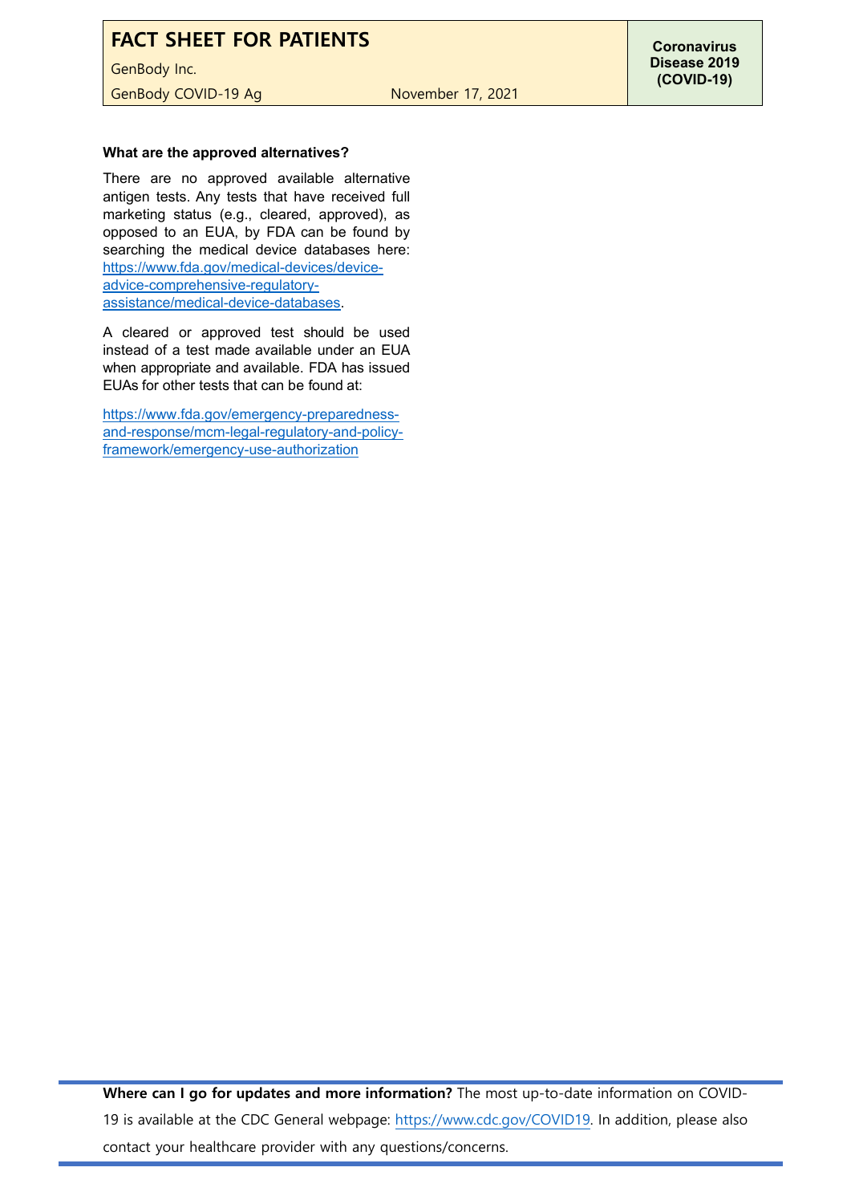### What are the approved alternatives?

There are no approved available alternative antigen tests. Any tests that have received full marketing status (e.g., cleared, approved), as opposed to an EUA, by FDA can be found by searching the medical device databases here: https://www.fda.gov/medical-devices/device-advice-comprehensive-regulatory-assistance/medical-device-databases.

A cleared or approved test should be used instead of a test made available under an EUA when appropriate and available. FDA has issued EUAs for other tests that can be found at:

https://www.fda.gov/emergency-preparedness-and-response/mcm-legal-regulatory-and-policy-framework/emergency-use-authorization

**Where can I go for updates and more information?** The most up-to-date information on COVID-19 is available at the CDC General webpage: https://www.cdc.gov/COVID19. In addition, please also contact your healthcare provider with any questions/concerns.